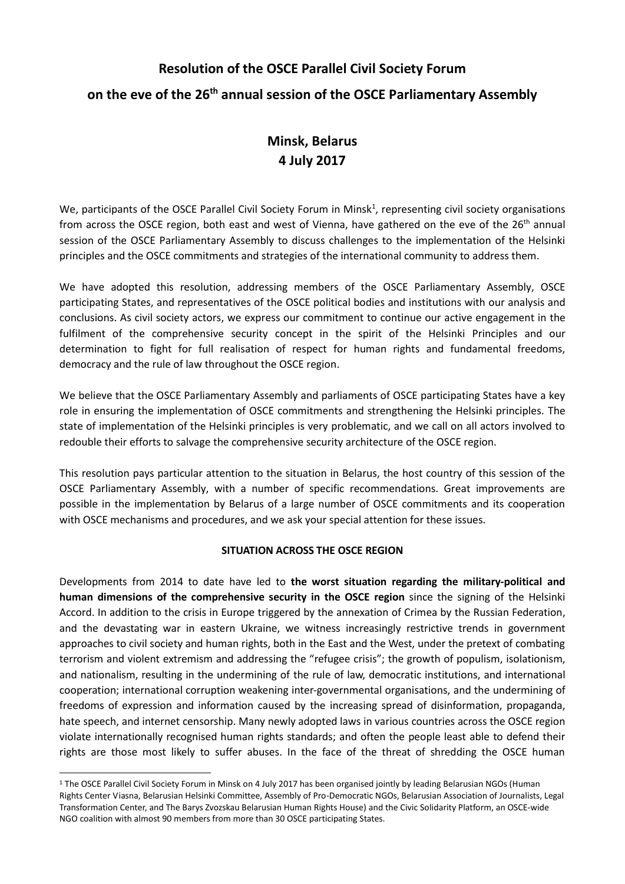# Resolution of the OSCE Parallel Civil Society Forum

## on the eve of the 26th annual session of the OSCE Parliamentary Assembly

## Minsk, Belarus
## 4 July 2017

We, participants of the OSCE Parallel Civil Society Forum in Minsk[1], representing civil society organisations from across the OSCE region, both east and west of Vienna, have gathered on the eve of the 26th annual session of the OSCE Parliamentary Assembly to discuss challenges to the implementation of the Helsinki principles and the OSCE commitments and strategies of the international community to address them.

We have adopted this resolution, addressing members of the OSCE Parliamentary Assembly, OSCE participating States, and representatives of the OSCE political bodies and institutions with our analysis and conclusions. As civil society actors, we express our commitment to continue our active engagement in the fulfilment of the comprehensive security concept in the spirit of the Helsinki Principles and our determination to fight for full realisation of respect for human rights and fundamental freedoms, democracy and the rule of law throughout the OSCE region.

We believe that the OSCE Parliamentary Assembly and parliaments of OSCE participating States have a key role in ensuring the implementation of OSCE commitments and strengthening the Helsinki principles. The state of implementation of the Helsinki principles is very problematic, and we call on all actors involved to redouble their efforts to salvage the comprehensive security architecture of the OSCE region.

This resolution pays particular attention to the situation in Belarus, the host country of this session of the OSCE Parliamentary Assembly, with a number of specific recommendations. Great improvements are possible in the implementation by Belarus of a large number of OSCE commitments and its cooperation with OSCE mechanisms and procedures, and we ask your special attention for these issues.

### SITUATION ACROSS THE OSCE REGION

Developments from 2014 to date have led to **the worst situation regarding the military-political and human dimensions of the comprehensive security in the OSCE region** since the signing of the Helsinki Accord. In addition to the crisis in Europe triggered by the annexation of Crimea by the Russian Federation, and the devastating war in eastern Ukraine, we witness increasingly restrictive trends in government approaches to civil society and human rights, both in the East and the West, under the pretext of combating terrorism and violent extremism and addressing the "refugee crisis"; the growth of populism, isolationism, and nationalism, resulting in the undermining of the rule of law, democratic institutions, and international cooperation; international corruption weakening inter-governmental organisations, and the undermining of freedoms of expression and information caused by the increasing spread of disinformation, propaganda, hate speech, and internet censorship. Many newly adopted laws in various countries across the OSCE region violate internationally recognised human rights standards; and often the people least able to defend their rights are those most likely to suffer abuses. In the face of the threat of shredding the OSCE human

---

[1] The OSCE Parallel Civil Society Forum in Minsk on 4 July 2017 has been organised jointly by leading Belarusian NGOs (Human Rights Center Viasna, Belarusian Helsinki Committee, Assembly of Pro-Democratic NGOs, Belarusian Association of Journalists, Legal Transformation Center, and The Barys Zvozskau Belarusian Human Rights House) and the Civic Solidarity Platform, an OSCE-wide NGO coalition with almost 90 members from more than 30 OSCE participating States.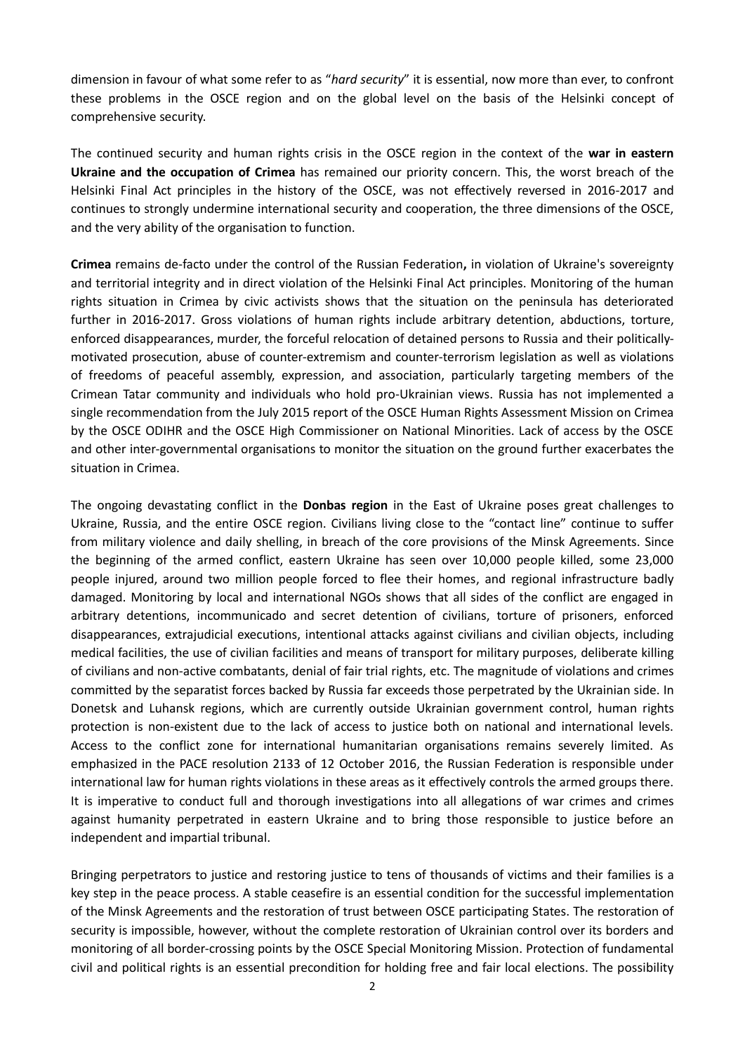dimension in favour of what some refer to as "*hard security*" it is essential, now more than ever, to confront these problems in the OSCE region and on the global level on the basis of the Helsinki concept of comprehensive security.

The continued security and human rights crisis in the OSCE region in the context of the **war in eastern Ukraine and the occupation of Crimea** has remained our priority concern. This, the worst breach of the Helsinki Final Act principles in the history of the OSCE, was not effectively reversed in 2016-2017 and continues to strongly undermine international security and cooperation, the three dimensions of the OSCE, and the very ability of the organisation to function.

**Crimea** remains de-facto under the control of the Russian Federation**,** in violation of Ukraine's sovereignty and territorial integrity and in direct violation of the Helsinki Final Act principles. Monitoring of the human rights situation in Crimea by civic activists shows that the situation on the peninsula has deteriorated further in 2016-2017. Gross violations of human rights include arbitrary detention, abductions, torture, enforced disappearances, murder, the forceful relocation of detained persons to Russia and their politically-motivated prosecution, abuse of counter-extremism and counter-terrorism legislation as well as violations of freedoms of peaceful assembly, expression, and association, particularly targeting members of the Crimean Tatar community and individuals who hold pro-Ukrainian views. Russia has not implemented a single recommendation from the July 2015 report of the OSCE Human Rights Assessment Mission on Crimea by the OSCE ODIHR and the OSCE High Commissioner on National Minorities. Lack of access by the OSCE and other inter-governmental organisations to monitor the situation on the ground further exacerbates the situation in Crimea.

The ongoing devastating conflict in the **Donbas region** in the East of Ukraine poses great challenges to Ukraine, Russia, and the entire OSCE region. Civilians living close to the "contact line" continue to suffer from military violence and daily shelling, in breach of the core provisions of the Minsk Agreements. Since the beginning of the armed conflict, eastern Ukraine has seen over 10,000 people killed, some 23,000 people injured, around two million people forced to flee their homes, and regional infrastructure badly damaged. Monitoring by local and international NGOs shows that all sides of the conflict are engaged in arbitrary detentions, incommunicado and secret detention of civilians, torture of prisoners, enforced disappearances, extrajudicial executions, intentional attacks against civilians and civilian objects, including medical facilities, the use of civilian facilities and means of transport for military purposes, deliberate killing of civilians and non-active combatants, denial of fair trial rights, etc. The magnitude of violations and crimes committed by the separatist forces backed by Russia far exceeds those perpetrated by the Ukrainian side. In Donetsk and Luhansk regions, which are currently outside Ukrainian government control, human rights protection is non-existent due to the lack of access to justice both on national and international levels. Access to the conflict zone for international humanitarian organisations remains severely limited. As emphasized in the PACE resolution 2133 of 12 October 2016, the Russian Federation is responsible under international law for human rights violations in these areas as it effectively controls the armed groups there. It is imperative to conduct full and thorough investigations into all allegations of war crimes and crimes against humanity perpetrated in eastern Ukraine and to bring those responsible to justice before an independent and impartial tribunal.

Bringing perpetrators to justice and restoring justice to tens of thousands of victims and their families is a key step in the peace process. A stable ceasefire is an essential condition for the successful implementation of the Minsk Agreements and the restoration of trust between OSCE participating States. The restoration of security is impossible, however, without the complete restoration of Ukrainian control over its borders and monitoring of all border-crossing points by the OSCE Special Monitoring Mission. Protection of fundamental civil and political rights is an essential precondition for holding free and fair local elections. The possibility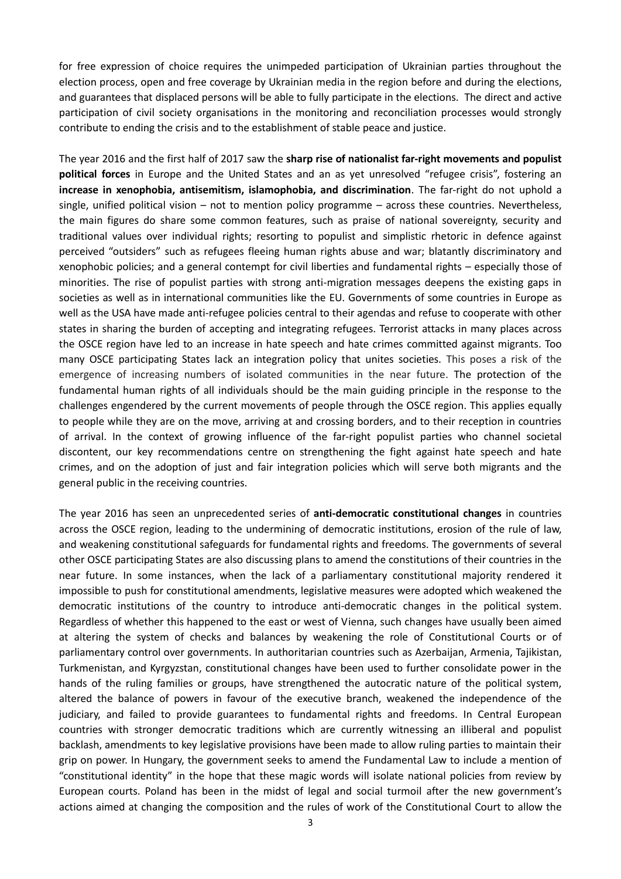for free expression of choice requires the unimpeded participation of Ukrainian parties throughout the election process, open and free coverage by Ukrainian media in the region before and during the elections, and guarantees that displaced persons will be able to fully participate in the elections. The direct and active participation of civil society organisations in the monitoring and reconciliation processes would strongly contribute to ending the crisis and to the establishment of stable peace and justice.

The year 2016 and the first half of 2017 saw the **sharp rise of nationalist far-right movements and populist political forces** in Europe and the United States and an as yet unresolved "refugee crisis", fostering an **increase in xenophobia, antisemitism, islamophobia, and discrimination**. The far-right do not uphold a single, unified political vision – not to mention policy programme – across these countries. Nevertheless, the main figures do share some common features, such as praise of national sovereignty, security and traditional values over individual rights; resorting to populist and simplistic rhetoric in defence against perceived "outsiders" such as refugees fleeing human rights abuse and war; blatantly discriminatory and xenophobic policies; and a general contempt for civil liberties and fundamental rights – especially those of minorities. The rise of populist parties with strong anti-migration messages deepens the existing gaps in societies as well as in international communities like the EU. Governments of some countries in Europe as well as the USA have made anti-refugee policies central to their agendas and refuse to cooperate with other states in sharing the burden of accepting and integrating refugees. Terrorist attacks in many places across the OSCE region have led to an increase in hate speech and hate crimes committed against migrants. Too many OSCE participating States lack an integration policy that unites societies. This poses a risk of the emergence of increasing numbers of isolated communities in the near future. The protection of the fundamental human rights of all individuals should be the main guiding principle in the response to the challenges engendered by the current movements of people through the OSCE region. This applies equally to people while they are on the move, arriving at and crossing borders, and to their reception in countries of arrival. In the context of growing influence of the far-right populist parties who channel societal discontent, our key recommendations centre on strengthening the fight against hate speech and hate crimes, and on the adoption of just and fair integration policies which will serve both migrants and the general public in the receiving countries.

The year 2016 has seen an unprecedented series of **anti-democratic constitutional changes** in countries across the OSCE region, leading to the undermining of democratic institutions, erosion of the rule of law, and weakening constitutional safeguards for fundamental rights and freedoms. The governments of several other OSCE participating States are also discussing plans to amend the constitutions of their countries in the near future. In some instances, when the lack of a parliamentary constitutional majority rendered it impossible to push for constitutional amendments, legislative measures were adopted which weakened the democratic institutions of the country to introduce anti-democratic changes in the political system. Regardless of whether this happened to the east or west of Vienna, such changes have usually been aimed at altering the system of checks and balances by weakening the role of Constitutional Courts or of parliamentary control over governments. In authoritarian countries such as Azerbaijan, Armenia, Tajikistan, Turkmenistan, and Kyrgyzstan, constitutional changes have been used to further consolidate power in the hands of the ruling families or groups, have strengthened the autocratic nature of the political system, altered the balance of powers in favour of the executive branch, weakened the independence of the judiciary, and failed to provide guarantees to fundamental rights and freedoms. In Central European countries with stronger democratic traditions which are currently witnessing an illiberal and populist backlash, amendments to key legislative provisions have been made to allow ruling parties to maintain their grip on power. In Hungary, the government seeks to amend the Fundamental Law to include a mention of "constitutional identity" in the hope that these magic words will isolate national policies from review by European courts. Poland has been in the midst of legal and social turmoil after the new government's actions aimed at changing the composition and the rules of work of the Constitutional Court to allow the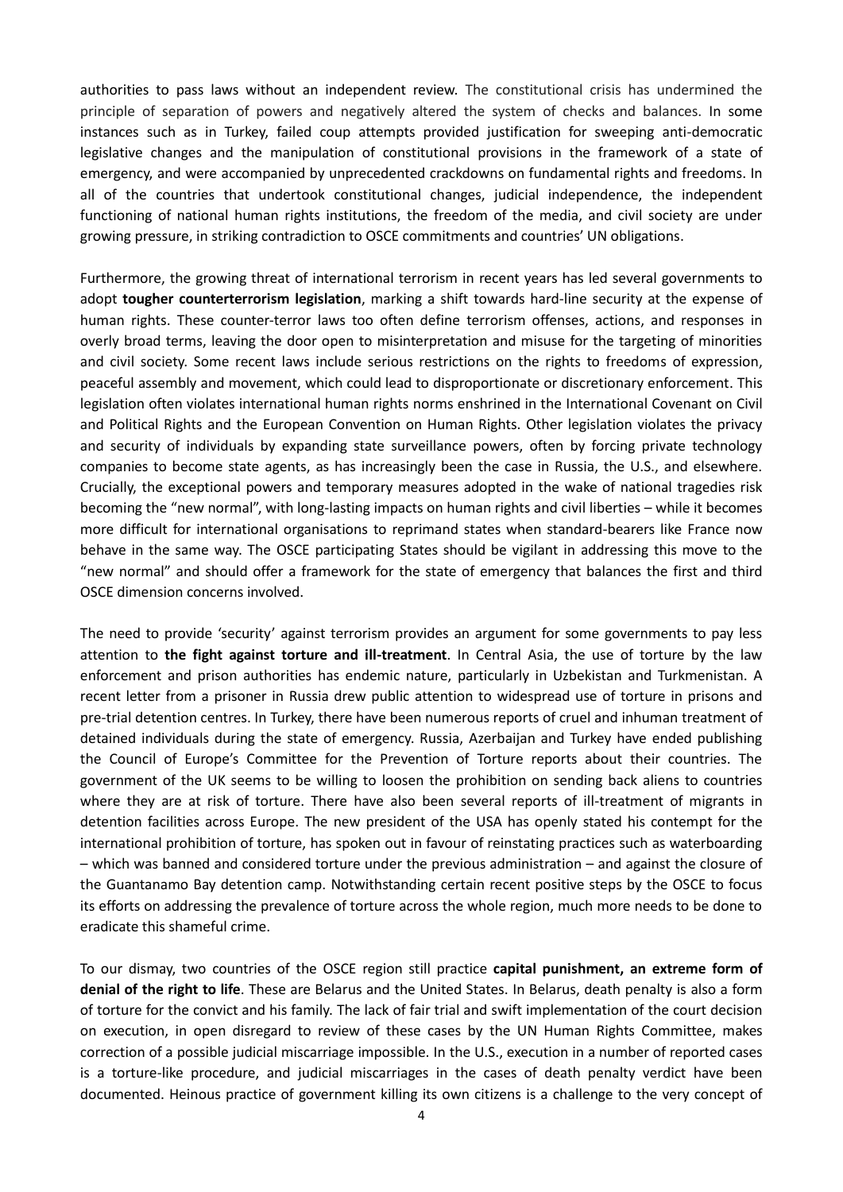authorities to pass laws without an independent review. The constitutional crisis has undermined the principle of separation of powers and negatively altered the system of checks and balances. In some instances such as in Turkey, failed coup attempts provided justification for sweeping anti-democratic legislative changes and the manipulation of constitutional provisions in the framework of a state of emergency, and were accompanied by unprecedented crackdowns on fundamental rights and freedoms. In all of the countries that undertook constitutional changes, judicial independence, the independent functioning of national human rights institutions, the freedom of the media, and civil society are under growing pressure, in striking contradiction to OSCE commitments and countries' UN obligations.

Furthermore, the growing threat of international terrorism in recent years has led several governments to adopt **tougher counterterrorism legislation**, marking a shift towards hard-line security at the expense of human rights. These counter-terror laws too often define terrorism offenses, actions, and responses in overly broad terms, leaving the door open to misinterpretation and misuse for the targeting of minorities and civil society. Some recent laws include serious restrictions on the rights to freedoms of expression, peaceful assembly and movement, which could lead to disproportionate or discretionary enforcement. This legislation often violates international human rights norms enshrined in the International Covenant on Civil and Political Rights and the European Convention on Human Rights. Other legislation violates the privacy and security of individuals by expanding state surveillance powers, often by forcing private technology companies to become state agents, as has increasingly been the case in Russia, the U.S., and elsewhere. Crucially, the exceptional powers and temporary measures adopted in the wake of national tragedies risk becoming the "new normal", with long-lasting impacts on human rights and civil liberties – while it becomes more difficult for international organisations to reprimand states when standard-bearers like France now behave in the same way. The OSCE participating States should be vigilant in addressing this move to the "new normal" and should offer a framework for the state of emergency that balances the first and third OSCE dimension concerns involved.

The need to provide 'security' against terrorism provides an argument for some governments to pay less attention to **the fight against torture and ill-treatment**. In Central Asia, the use of torture by the law enforcement and prison authorities has endemic nature, particularly in Uzbekistan and Turkmenistan. A recent letter from a prisoner in Russia drew public attention to widespread use of torture in prisons and pre-trial detention centres. In Turkey, there have been numerous reports of cruel and inhuman treatment of detained individuals during the state of emergency. Russia, Azerbaijan and Turkey have ended publishing the Council of Europe's Committee for the Prevention of Torture reports about their countries. The government of the UK seems to be willing to loosen the prohibition on sending back aliens to countries where they are at risk of torture. There have also been several reports of ill-treatment of migrants in detention facilities across Europe. The new president of the USA has openly stated his contempt for the international prohibition of torture, has spoken out in favour of reinstating practices such as waterboarding – which was banned and considered torture under the previous administration – and against the closure of the Guantanamo Bay detention camp. Notwithstanding certain recent positive steps by the OSCE to focus its efforts on addressing the prevalence of torture across the whole region, much more needs to be done to eradicate this shameful crime.

To our dismay, two countries of the OSCE region still practice **capital punishment, an extreme form of denial of the right to life**. These are Belarus and the United States. In Belarus, death penalty is also a form of torture for the convict and his family. The lack of fair trial and swift implementation of the court decision on execution, in open disregard to review of these cases by the UN Human Rights Committee, makes correction of a possible judicial miscarriage impossible. In the U.S., execution in a number of reported cases is a torture-like procedure, and judicial miscarriages in the cases of death penalty verdict have been documented. Heinous practice of government killing its own citizens is a challenge to the very concept of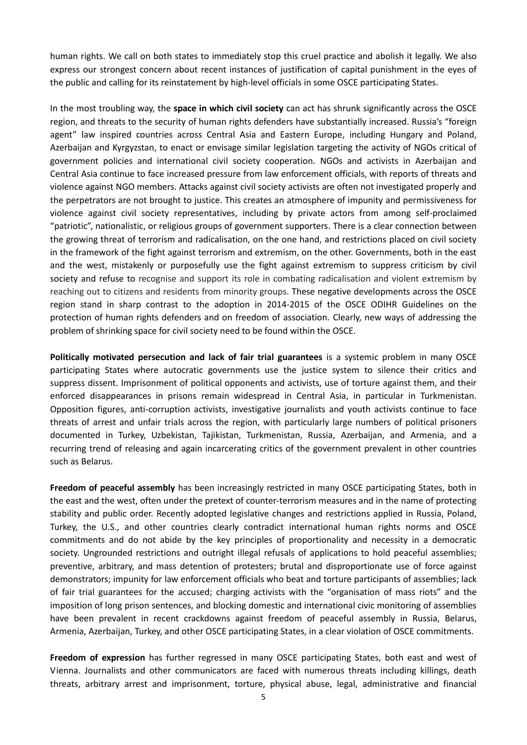human rights. We call on both states to immediately stop this cruel practice and abolish it legally. We also express our strongest concern about recent instances of justification of capital punishment in the eyes of the public and calling for its reinstatement by high-level officials in some OSCE participating States.

In the most troubling way, the **space in which civil society** can act has shrunk significantly across the OSCE region, and threats to the security of human rights defenders have substantially increased. Russia's "foreign agent" law inspired countries across Central Asia and Eastern Europe, including Hungary and Poland, Azerbaijan and Kyrgyzstan, to enact or envisage similar legislation targeting the activity of NGOs critical of government policies and international civil society cooperation. NGOs and activists in Azerbaijan and Central Asia continue to face increased pressure from law enforcement officials, with reports of threats and violence against NGO members. Attacks against civil society activists are often not investigated properly and the perpetrators are not brought to justice. This creates an atmosphere of impunity and permissiveness for violence against civil society representatives, including by private actors from among self-proclaimed "patriotic", nationalistic, or religious groups of government supporters. There is a clear connection between the growing threat of terrorism and radicalisation, on the one hand, and restrictions placed on civil society in the framework of the fight against terrorism and extremism, on the other. Governments, both in the east and the west, mistakenly or purposefully use the fight against extremism to suppress criticism by civil society and refuse to recognise and support its role in combating radicalisation and violent extremism by reaching out to citizens and residents from minority groups. These negative developments across the OSCE region stand in sharp contrast to the adoption in 2014-2015 of the OSCE ODIHR Guidelines on the protection of human rights defenders and on freedom of association. Clearly, new ways of addressing the problem of shrinking space for civil society need to be found within the OSCE.

**Politically motivated persecution and lack of fair trial guarantees** is a systemic problem in many OSCE participating States where autocratic governments use the justice system to silence their critics and suppress dissent. Imprisonment of political opponents and activists, use of torture against them, and their enforced disappearances in prisons remain widespread in Central Asia, in particular in Turkmenistan. Opposition figures, anti-corruption activists, investigative journalists and youth activists continue to face threats of arrest and unfair trials across the region, with particularly large numbers of political prisoners documented in Turkey, Uzbekistan, Tajikistan, Turkmenistan, Russia, Azerbaijan, and Armenia, and a recurring trend of releasing and again incarcerating critics of the government prevalent in other countries such as Belarus.

**Freedom of peaceful assembly** has been increasingly restricted in many OSCE participating States, both in the east and the west, often under the pretext of counter-terrorism measures and in the name of protecting stability and public order. Recently adopted legislative changes and restrictions applied in Russia, Poland, Turkey, the U.S., and other countries clearly contradict international human rights norms and OSCE commitments and do not abide by the key principles of proportionality and necessity in a democratic society. Ungrounded restrictions and outright illegal refusals of applications to hold peaceful assemblies; preventive, arbitrary, and mass detention of protesters; brutal and disproportionate use of force against demonstrators; impunity for law enforcement officials who beat and torture participants of assemblies; lack of fair trial guarantees for the accused; charging activists with the "organisation of mass riots" and the imposition of long prison sentences, and blocking domestic and international civic monitoring of assemblies have been prevalent in recent crackdowns against freedom of peaceful assembly in Russia, Belarus, Armenia, Azerbaijan, Turkey, and other OSCE participating States, in a clear violation of OSCE commitments.

**Freedom of expression** has further regressed in many OSCE participating States, both east and west of Vienna. Journalists and other communicators are faced with numerous threats including killings, death threats, arbitrary arrest and imprisonment, torture, physical abuse, legal, administrative and financial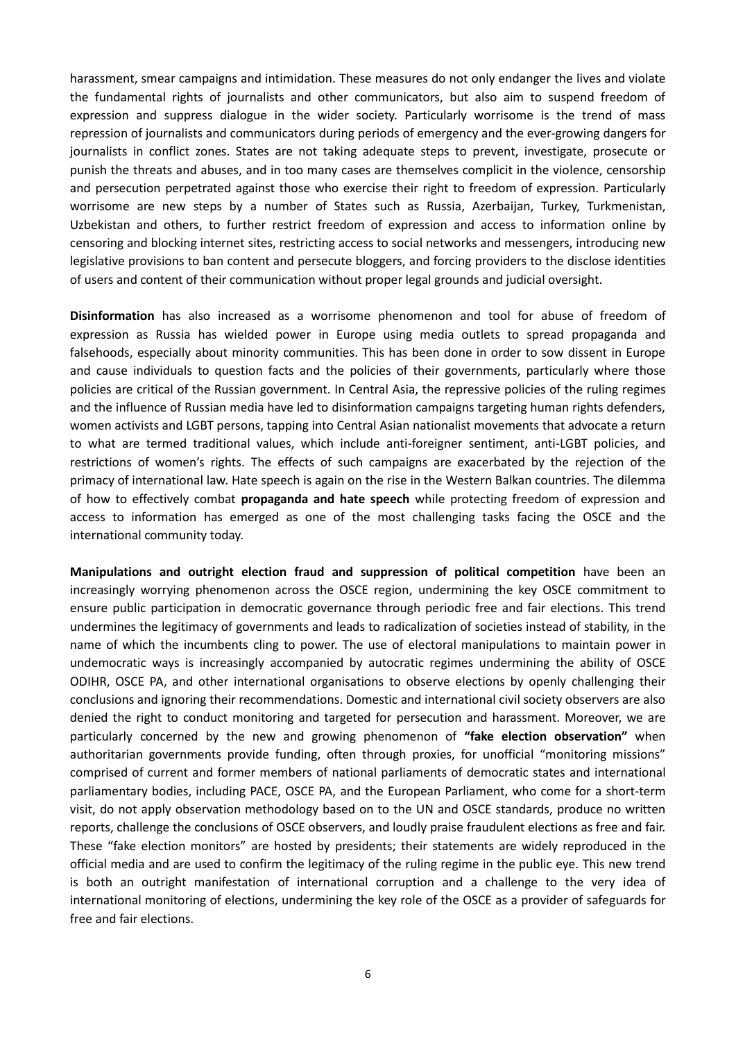harassment, smear campaigns and intimidation. These measures do not only endanger the lives and violate the fundamental rights of journalists and other communicators, but also aim to suspend freedom of expression and suppress dialogue in the wider society. Particularly worrisome is the trend of mass repression of journalists and communicators during periods of emergency and the ever-growing dangers for journalists in conflict zones. States are not taking adequate steps to prevent, investigate, prosecute or punish the threats and abuses, and in too many cases are themselves complicit in the violence, censorship and persecution perpetrated against those who exercise their right to freedom of expression. Particularly worrisome are new steps by a number of States such as Russia, Azerbaijan, Turkey, Turkmenistan, Uzbekistan and others, to further restrict freedom of expression and access to information online by censoring and blocking internet sites, restricting access to social networks and messengers, introducing new legislative provisions to ban content and persecute bloggers, and forcing providers to the disclose identities of users and content of their communication without proper legal grounds and judicial oversight.

**Disinformation** has also increased as a worrisome phenomenon and tool for abuse of freedom of expression as Russia has wielded power in Europe using media outlets to spread propaganda and falsehoods, especially about minority communities. This has been done in order to sow dissent in Europe and cause individuals to question facts and the policies of their governments, particularly where those policies are critical of the Russian government. In Central Asia, the repressive policies of the ruling regimes and the influence of Russian media have led to disinformation campaigns targeting human rights defenders, women activists and LGBT persons, tapping into Central Asian nationalist movements that advocate a return to what are termed traditional values, which include anti-foreigner sentiment, anti-LGBT policies, and restrictions of women's rights. The effects of such campaigns are exacerbated by the rejection of the primacy of international law. Hate speech is again on the rise in the Western Balkan countries. The dilemma of how to effectively combat **propaganda and hate speech** while protecting freedom of expression and access to information has emerged as one of the most challenging tasks facing the OSCE and the international community today.

**Manipulations and outright election fraud and suppression of political competition** have been an increasingly worrying phenomenon across the OSCE region, undermining the key OSCE commitment to ensure public participation in democratic governance through periodic free and fair elections. This trend undermines the legitimacy of governments and leads to radicalization of societies instead of stability, in the name of which the incumbents cling to power. The use of electoral manipulations to maintain power in undemocratic ways is increasingly accompanied by autocratic regimes undermining the ability of OSCE ODIHR, OSCE PA, and other international organisations to observe elections by openly challenging their conclusions and ignoring their recommendations. Domestic and international civil society observers are also denied the right to conduct monitoring and targeted for persecution and harassment. Moreover, we are particularly concerned by the new and growing phenomenon of **"fake election observation"** when authoritarian governments provide funding, often through proxies, for unofficial "monitoring missions" comprised of current and former members of national parliaments of democratic states and international parliamentary bodies, including PACE, OSCE PA, and the European Parliament, who come for a short-term visit, do not apply observation methodology based on to the UN and OSCE standards, produce no written reports, challenge the conclusions of OSCE observers, and loudly praise fraudulent elections as free and fair. These "fake election monitors" are hosted by presidents; their statements are widely reproduced in the official media and are used to confirm the legitimacy of the ruling regime in the public eye. This new trend is both an outright manifestation of international corruption and a challenge to the very idea of international monitoring of elections, undermining the key role of the OSCE as a provider of safeguards for free and fair elections.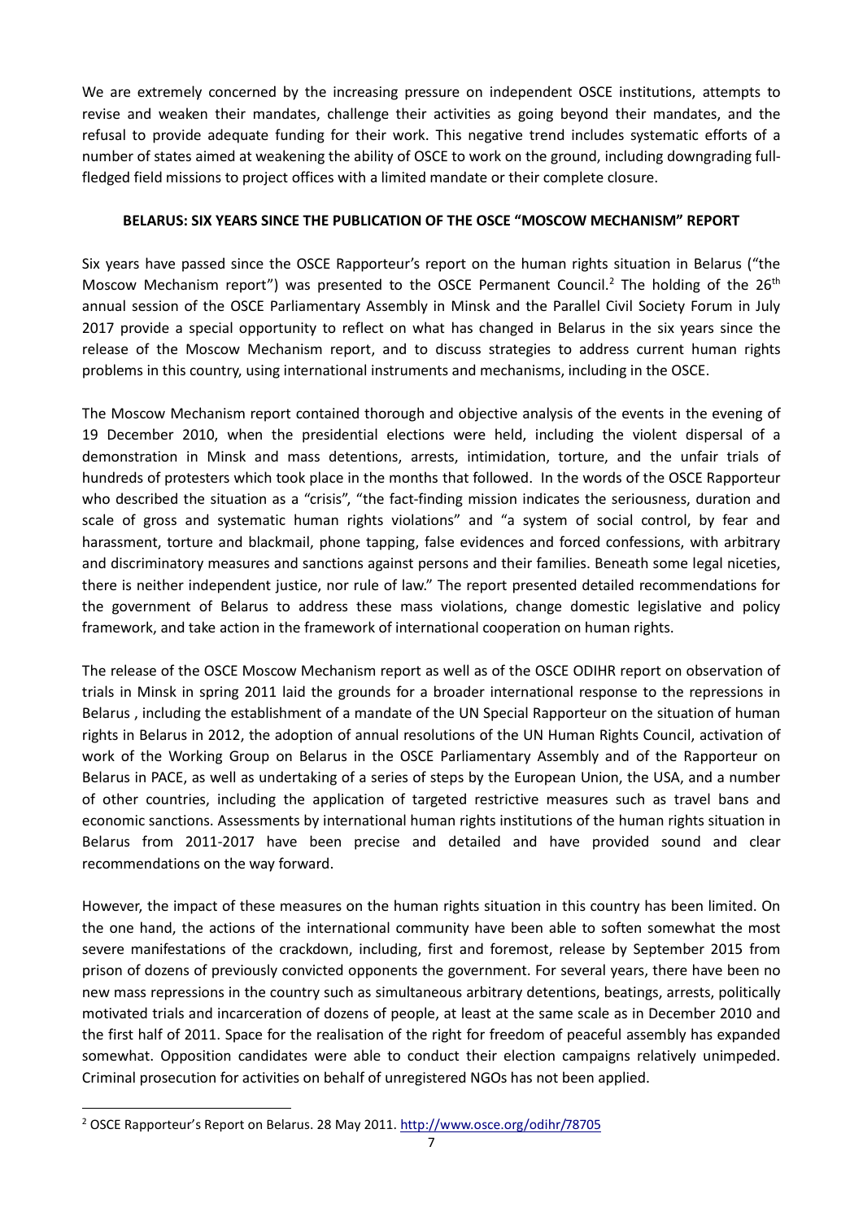We are extremely concerned by the increasing pressure on independent OSCE institutions, attempts to revise and weaken their mandates, challenge their activities as going beyond their mandates, and the refusal to provide adequate funding for their work. This negative trend includes systematic efforts of a number of states aimed at weakening the ability of OSCE to work on the ground, including downgrading full-fledged field missions to project offices with a limited mandate or their complete closure.

## BELARUS: SIX YEARS SINCE THE PUBLICATION OF THE OSCE "MOSCOW MECHANISM" REPORT

Six years have passed since the OSCE Rapporteur's report on the human rights situation in Belarus ("the Moscow Mechanism report") was presented to the OSCE Permanent Council.[2] The holding of the 26th annual session of the OSCE Parliamentary Assembly in Minsk and the Parallel Civil Society Forum in July 2017 provide a special opportunity to reflect on what has changed in Belarus in the six years since the release of the Moscow Mechanism report, and to discuss strategies to address current human rights problems in this country, using international instruments and mechanisms, including in the OSCE.

The Moscow Mechanism report contained thorough and objective analysis of the events in the evening of 19 December 2010, when the presidential elections were held, including the violent dispersal of a demonstration in Minsk and mass detentions, arrests, intimidation, torture, and the unfair trials of hundreds of protesters which took place in the months that followed. In the words of the OSCE Rapporteur who described the situation as a "crisis", "the fact-finding mission indicates the seriousness, duration and scale of gross and systematic human rights violations" and "a system of social control, by fear and harassment, torture and blackmail, phone tapping, false evidences and forced confessions, with arbitrary and discriminatory measures and sanctions against persons and their families. Beneath some legal niceties, there is neither independent justice, nor rule of law." The report presented detailed recommendations for the government of Belarus to address these mass violations, change domestic legislative and policy framework, and take action in the framework of international cooperation on human rights.

The release of the OSCE Moscow Mechanism report as well as of the OSCE ODIHR report on observation of trials in Minsk in spring 2011 laid the grounds for a broader international response to the repressions in Belarus , including the establishment of a mandate of the UN Special Rapporteur on the situation of human rights in Belarus in 2012, the adoption of annual resolutions of the UN Human Rights Council, activation of work of the Working Group on Belarus in the OSCE Parliamentary Assembly and of the Rapporteur on Belarus in PACE, as well as undertaking of a series of steps by the European Union, the USA, and a number of other countries, including the application of targeted restrictive measures such as travel bans and economic sanctions. Assessments by international human rights institutions of the human rights situation in Belarus from 2011-2017 have been precise and detailed and have provided sound and clear recommendations on the way forward.

However, the impact of these measures on the human rights situation in this country has been limited. On the one hand, the actions of the international community have been able to soften somewhat the most severe manifestations of the crackdown, including, first and foremost, release by September 2015 from prison of dozens of previously convicted opponents the government. For several years, there have been no new mass repressions in the country such as simultaneous arbitrary detentions, beatings, arrests, politically motivated trials and incarceration of dozens of people, at least at the same scale as in December 2010 and the first half of 2011. Space for the realisation of the right for freedom of peaceful assembly has expanded somewhat. Opposition candidates were able to conduct their election campaigns relatively unimpeded. Criminal prosecution for activities on behalf of unregistered NGOs has not been applied.

---

[2] OSCE Rapporteur's Report on Belarus. 28 May 2011. http://www.osce.org/odihr/78705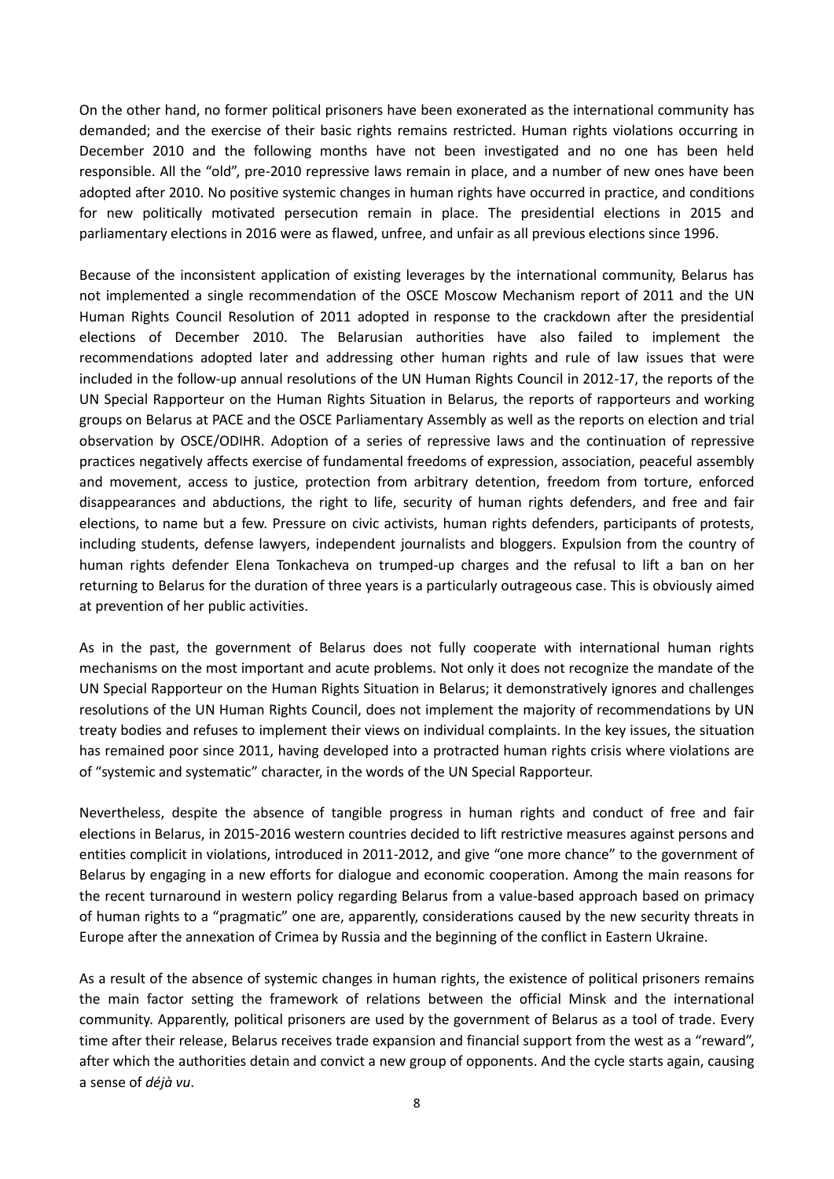On the other hand, no former political prisoners have been exonerated as the international community has demanded; and the exercise of their basic rights remains restricted. Human rights violations occurring in December 2010 and the following months have not been investigated and no one has been held responsible. All the "old", pre-2010 repressive laws remain in place, and a number of new ones have been adopted after 2010. No positive systemic changes in human rights have occurred in practice, and conditions for new politically motivated persecution remain in place. The presidential elections in 2015 and parliamentary elections in 2016 were as flawed, unfree, and unfair as all previous elections since 1996.

Because of the inconsistent application of existing leverages by the international community, Belarus has not implemented a single recommendation of the OSCE Moscow Mechanism report of 2011 and the UN Human Rights Council Resolution of 2011 adopted in response to the crackdown after the presidential elections of December 2010. The Belarusian authorities have also failed to implement the recommendations adopted later and addressing other human rights and rule of law issues that were included in the follow-up annual resolutions of the UN Human Rights Council in 2012-17, the reports of the UN Special Rapporteur on the Human Rights Situation in Belarus, the reports of rapporteurs and working groups on Belarus at PACE and the OSCE Parliamentary Assembly as well as the reports on election and trial observation by OSCE/ODIHR. Adoption of a series of repressive laws and the continuation of repressive practices negatively affects exercise of fundamental freedoms of expression, association, peaceful assembly and movement, access to justice, protection from arbitrary detention, freedom from torture, enforced disappearances and abductions, the right to life, security of human rights defenders, and free and fair elections, to name but a few. Pressure on civic activists, human rights defenders, participants of protests, including students, defense lawyers, independent journalists and bloggers. Expulsion from the country of human rights defender Elena Tonkacheva on trumped-up charges and the refusal to lift a ban on her returning to Belarus for the duration of three years is a particularly outrageous case. This is obviously aimed at prevention of her public activities.

As in the past, the government of Belarus does not fully cooperate with international human rights mechanisms on the most important and acute problems. Not only it does not recognize the mandate of the UN Special Rapporteur on the Human Rights Situation in Belarus; it demonstratively ignores and challenges resolutions of the UN Human Rights Council, does not implement the majority of recommendations by UN treaty bodies and refuses to implement their views on individual complaints. In the key issues, the situation has remained poor since 2011, having developed into a protracted human rights crisis where violations are of "systemic and systematic" character, in the words of the UN Special Rapporteur.

Nevertheless, despite the absence of tangible progress in human rights and conduct of free and fair elections in Belarus, in 2015-2016 western countries decided to lift restrictive measures against persons and entities complicit in violations, introduced in 2011-2012, and give "one more chance" to the government of Belarus by engaging in a new efforts for dialogue and economic cooperation. Among the main reasons for the recent turnaround in western policy regarding Belarus from a value-based approach based on primacy of human rights to a "pragmatic" one are, apparently, considerations caused by the new security threats in Europe after the annexation of Crimea by Russia and the beginning of the conflict in Eastern Ukraine.

As a result of the absence of systemic changes in human rights, the existence of political prisoners remains the main factor setting the framework of relations between the official Minsk and the international community. Apparently, political prisoners are used by the government of Belarus as a tool of trade. Every time after their release, Belarus receives trade expansion and financial support from the west as a "reward", after which the authorities detain and convict a new group of opponents. And the cycle starts again, causing a sense of *déjà vu*.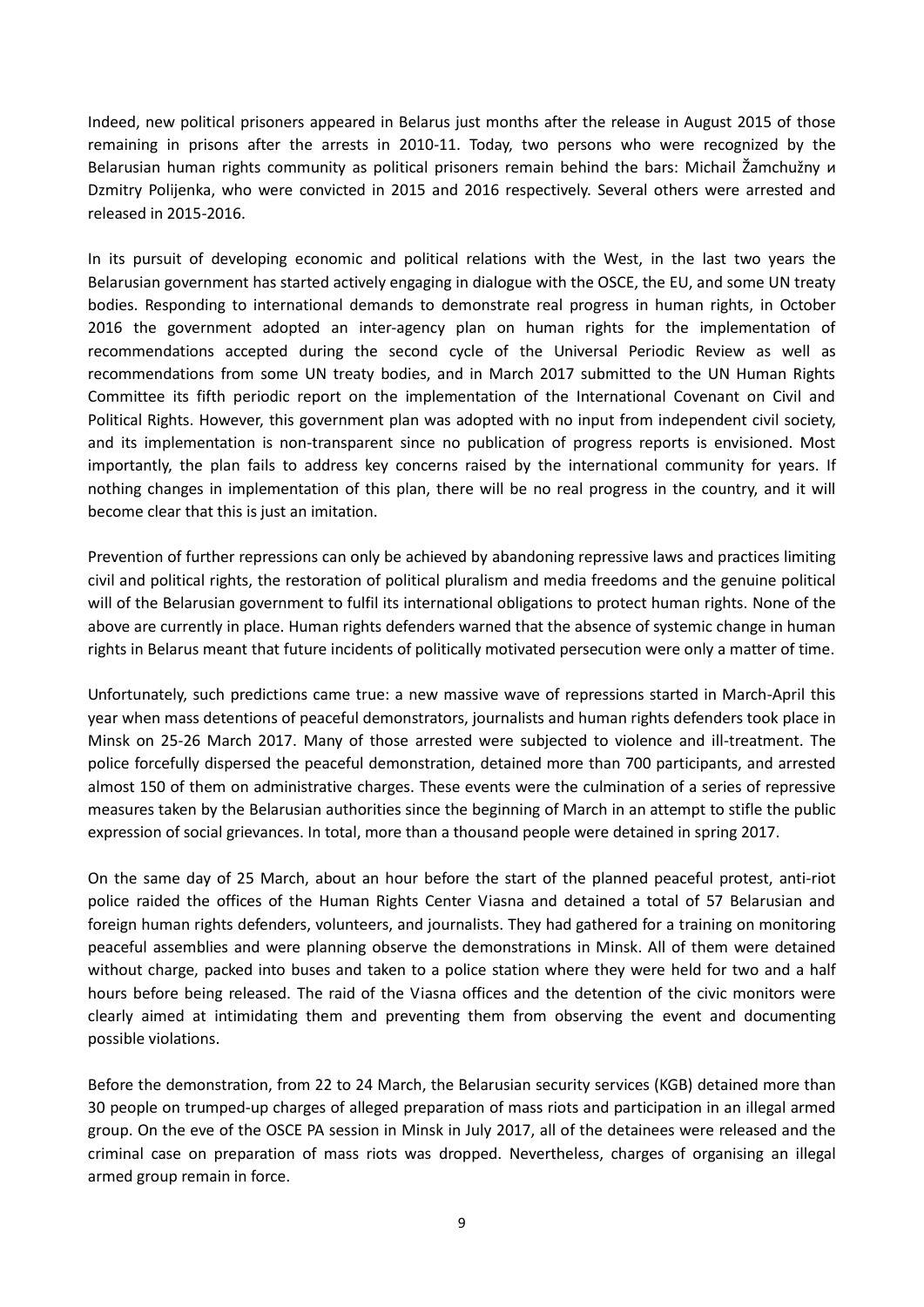Indeed, new political prisoners appeared in Belarus just months after the release in August 2015 of those remaining in prisons after the arrests in 2010-11. Today, two persons who were recognized by the Belarusian human rights community as political prisoners remain behind the bars: Michail Žamchužny и Dzmitry Polijenka, who were convicted in 2015 and 2016 respectively. Several others were arrested and released in 2015-2016.

In its pursuit of developing economic and political relations with the West, in the last two years the Belarusian government has started actively engaging in dialogue with the OSCE, the EU, and some UN treaty bodies. Responding to international demands to demonstrate real progress in human rights, in October 2016 the government adopted an inter-agency plan on human rights for the implementation of recommendations accepted during the second cycle of the Universal Periodic Review as well as recommendations from some UN treaty bodies, and in March 2017 submitted to the UN Human Rights Committee its fifth periodic report on the implementation of the International Covenant on Civil and Political Rights. However, this government plan was adopted with no input from independent civil society, and its implementation is non-transparent since no publication of progress reports is envisioned. Most importantly, the plan fails to address key concerns raised by the international community for years. If nothing changes in implementation of this plan, there will be no real progress in the country, and it will become clear that this is just an imitation.

Prevention of further repressions can only be achieved by abandoning repressive laws and practices limiting civil and political rights, the restoration of political pluralism and media freedoms and the genuine political will of the Belarusian government to fulfil its international obligations to protect human rights. None of the above are currently in place. Human rights defenders warned that the absence of systemic change in human rights in Belarus meant that future incidents of politically motivated persecution were only a matter of time.

Unfortunately, such predictions came true: a new massive wave of repressions started in March-April this year when mass detentions of peaceful demonstrators, journalists and human rights defenders took place in Minsk on 25-26 March 2017. Many of those arrested were subjected to violence and ill-treatment. The police forcefully dispersed the peaceful demonstration, detained more than 700 participants, and arrested almost 150 of them on administrative charges. These events were the culmination of a series of repressive measures taken by the Belarusian authorities since the beginning of March in an attempt to stifle the public expression of social grievances. In total, more than a thousand people were detained in spring 2017.

On the same day of 25 March, about an hour before the start of the planned peaceful protest, anti-riot police raided the offices of the Human Rights Center Viasna and detained a total of 57 Belarusian and foreign human rights defenders, volunteers, and journalists. They had gathered for a training on monitoring peaceful assemblies and were planning observe the demonstrations in Minsk. All of them were detained without charge, packed into buses and taken to a police station where they were held for two and a half hours before being released. The raid of the Viasna offices and the detention of the civic monitors were clearly aimed at intimidating them and preventing them from observing the event and documenting possible violations.

Before the demonstration, from 22 to 24 March, the Belarusian security services (KGB) detained more than 30 people on trumped-up charges of alleged preparation of mass riots and participation in an illegal armed group. On the eve of the OSCE PA session in Minsk in July 2017, all of the detainees were released and the criminal case on preparation of mass riots was dropped. Nevertheless, charges of organising an illegal armed group remain in force.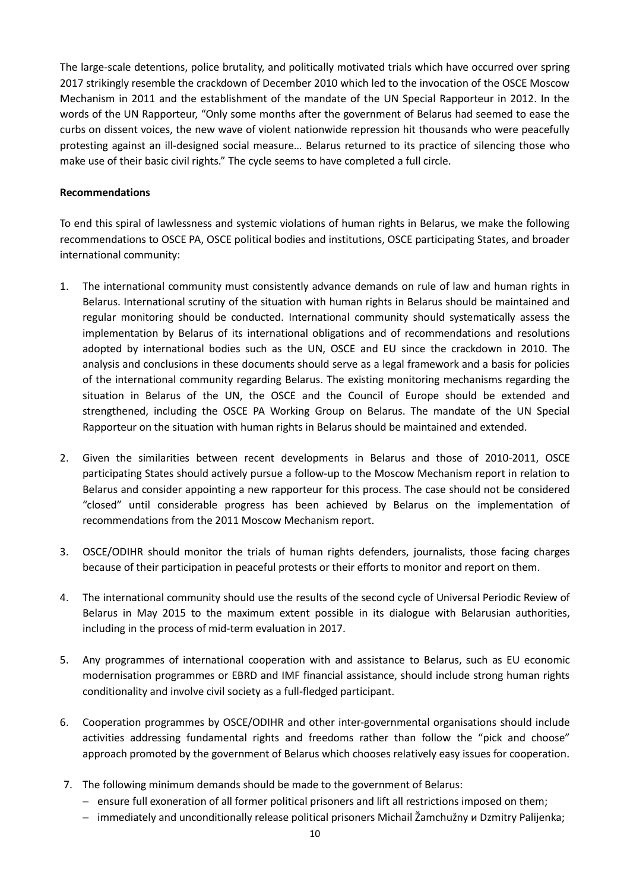The large-scale detentions, police brutality, and politically motivated trials which have occurred over spring 2017 strikingly resemble the crackdown of December 2010 which led to the invocation of the OSCE Moscow Mechanism in 2011 and the establishment of the mandate of the UN Special Rapporteur in 2012. In the words of the UN Rapporteur, "Only some months after the government of Belarus had seemed to ease the curbs on dissent voices, the new wave of violent nationwide repression hit thousands who were peacefully protesting against an ill-designed social measure… Belarus returned to its practice of silencing those who make use of their basic civil rights." The cycle seems to have completed a full circle.

**Recommendations**

To end this spiral of lawlessness and systemic violations of human rights in Belarus, we make the following recommendations to OSCE PA, OSCE political bodies and institutions, OSCE participating States, and broader international community:

1. The international community must consistently advance demands on rule of law and human rights in Belarus. International scrutiny of the situation with human rights in Belarus should be maintained and regular monitoring should be conducted. International community should systematically assess the implementation by Belarus of its international obligations and of recommendations and resolutions adopted by international bodies such as the UN, OSCE and EU since the crackdown in 2010. The analysis and conclusions in these documents should serve as a legal framework and a basis for policies of the international community regarding Belarus. The existing monitoring mechanisms regarding the situation in Belarus of the UN, the OSCE and the Council of Europe should be extended and strengthened, including the OSCE PA Working Group on Belarus. The mandate of the UN Special Rapporteur on the situation with human rights in Belarus should be maintained and extended.

2. Given the similarities between recent developments in Belarus and those of 2010-2011, OSCE participating States should actively pursue a follow-up to the Moscow Mechanism report in relation to Belarus and consider appointing a new rapporteur for this process. The case should not be considered "closed" until considerable progress has been achieved by Belarus on the implementation of recommendations from the 2011 Moscow Mechanism report.

3. OSCE/ODIHR should monitor the trials of human rights defenders, journalists, those facing charges because of their participation in peaceful protests or their efforts to monitor and report on them.

4. The international community should use the results of the second cycle of Universal Periodic Review of Belarus in May 2015 to the maximum extent possible in its dialogue with Belarusian authorities, including in the process of mid-term evaluation in 2017.

5. Any programmes of international cooperation with and assistance to Belarus, such as EU economic modernisation programmes or EBRD and IMF financial assistance, should include strong human rights conditionality and involve civil society as a full-fledged participant.

6. Cooperation programmes by OSCE/ODIHR and other inter-governmental organisations should include activities addressing fundamental rights and freedoms rather than follow the "pick and choose" approach promoted by the government of Belarus which chooses relatively easy issues for cooperation.

7. The following minimum demands should be made to the government of Belarus:
   - ensure full exoneration of all former political prisoners and lift all restrictions imposed on them;
   - immediately and unconditionally release political prisoners Michail Žamchužny и Dzmitry Palijenka;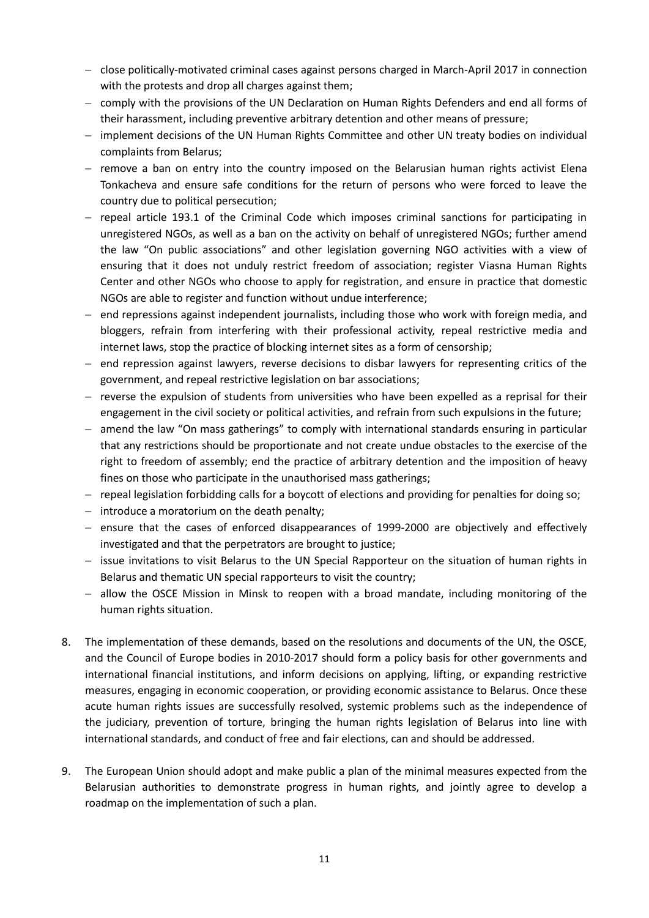- close politically-motivated criminal cases against persons charged in March-April 2017 in connection with the protests and drop all charges against them;
- comply with the provisions of the UN Declaration on Human Rights Defenders and end all forms of their harassment, including preventive arbitrary detention and other means of pressure;
- implement decisions of the UN Human Rights Committee and other UN treaty bodies on individual complaints from Belarus;
- remove a ban on entry into the country imposed on the Belarusian human rights activist Elena Tonkacheva and ensure safe conditions for the return of persons who were forced to leave the country due to political persecution;
- repeal article 193.1 of the Criminal Code which imposes criminal sanctions for participating in unregistered NGOs, as well as a ban on the activity on behalf of unregistered NGOs; further amend the law "On public associations" and other legislation governing NGO activities with a view of ensuring that it does not unduly restrict freedom of association; register Viasna Human Rights Center and other NGOs who choose to apply for registration, and ensure in practice that domestic NGOs are able to register and function without undue interference;
- end repressions against independent journalists, including those who work with foreign media, and bloggers, refrain from interfering with their professional activity, repeal restrictive media and internet laws, stop the practice of blocking internet sites as a form of censorship;
- end repression against lawyers, reverse decisions to disbar lawyers for representing critics of the government, and repeal restrictive legislation on bar associations;
- reverse the expulsion of students from universities who have been expelled as a reprisal for their engagement in the civil society or political activities, and refrain from such expulsions in the future;
- amend the law "On mass gatherings" to comply with international standards ensuring in particular that any restrictions should be proportionate and not create undue obstacles to the exercise of the right to freedom of assembly; end the practice of arbitrary detention and the imposition of heavy fines on those who participate in the unauthorised mass gatherings;
- repeal legislation forbidding calls for a boycott of elections and providing for penalties for doing so;
- introduce a moratorium on the death penalty;
- ensure that the cases of enforced disappearances of 1999-2000 are objectively and effectively investigated and that the perpetrators are brought to justice;
- issue invitations to visit Belarus to the UN Special Rapporteur on the situation of human rights in Belarus and thematic UN special rapporteurs to visit the country;
- allow the OSCE Mission in Minsk to reopen with a broad mandate, including monitoring of the human rights situation.

8. The implementation of these demands, based on the resolutions and documents of the UN, the OSCE, and the Council of Europe bodies in 2010-2017 should form a policy basis for other governments and international financial institutions, and inform decisions on applying, lifting, or expanding restrictive measures, engaging in economic cooperation, or providing economic assistance to Belarus. Once these acute human rights issues are successfully resolved, systemic problems such as the independence of the judiciary, prevention of torture, bringing the human rights legislation of Belarus into line with international standards, and conduct of free and fair elections, can and should be addressed.

9. The European Union should adopt and make public a plan of the minimal measures expected from the Belarusian authorities to demonstrate progress in human rights, and jointly agree to develop a roadmap on the implementation of such a plan.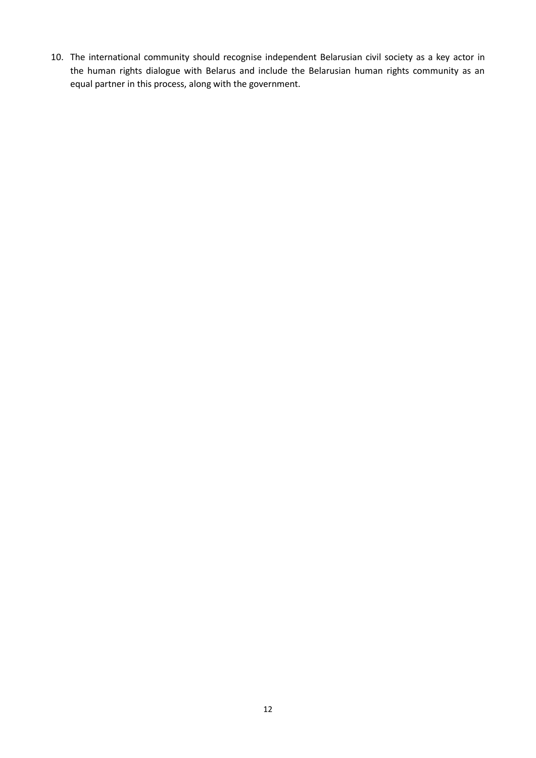10. The international community should recognise independent Belarusian civil society as a key actor in the human rights dialogue with Belarus and include the Belarusian human rights community as an equal partner in this process, along with the government.